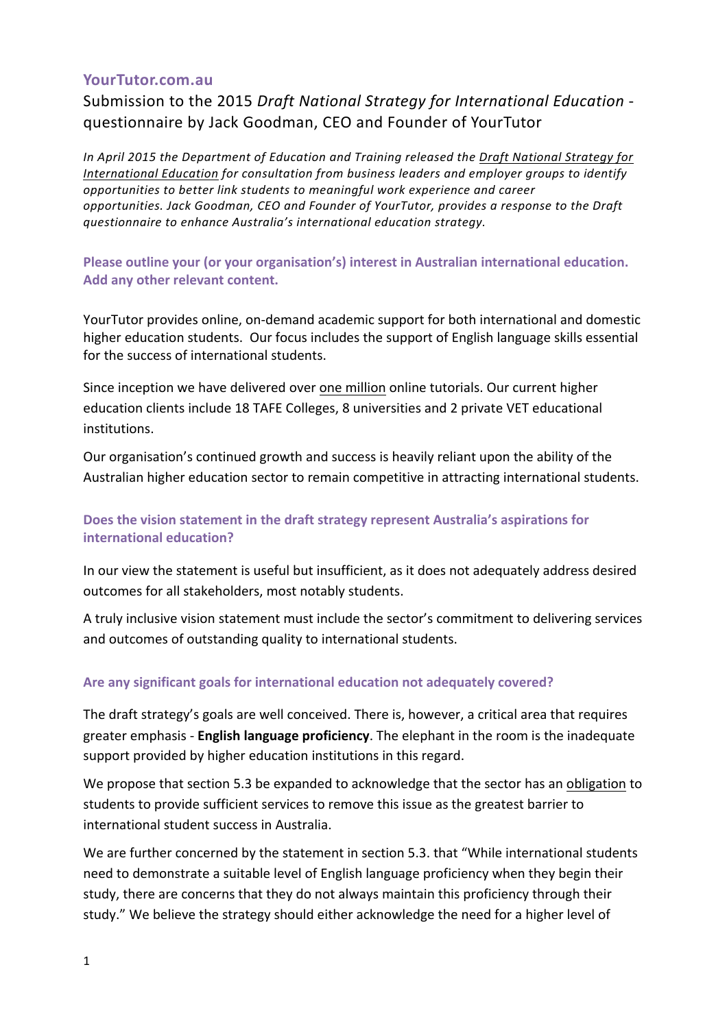## YourTutor.com.au

Submission to the 2015 *Draft National Strategy for International Education* - questionnaire by Jack Goodman, CEO and Founder of YourTutor

*In April 2015 the Department of Education and Training released the Draft National Strategy for International Education for consultation from business leaders and employer groups to identify opportunities to better link students to meaningful work experience and career opportunities. Jack Goodman, CEO and Founder of YourTutor, provides a response to the Draft questionnaire to enhance Australia's international education strategy.*

### Please outline your (or your organisation's) interest in Australian international education. Add any other relevant content.

YourTutor provides online, on-demand academic support for both international and domestic higher education students. Our focus includes the support of English language skills essential for the success of international students.

Since inception we have delivered over one million online tutorials. Our current higher education clients include 18 TAFE Colleges, 8 universities and 2 private VET educational institutions.

Our organisation's continued growth and success is heavily reliant upon the ability of the Australian higher education sector to remain competitive in attracting international students.

### Does the vision statement in the draft strategy represent Australia's aspirations for international education?

In our view the statement is useful but insufficient, as it does not adequately address desired outcomes for all stakeholders, most notably students.

A truly inclusive vision statement must include the sector's commitment to delivering services and outcomes of outstanding quality to international students.

### Are any significant goals for international education not adequately covered?

The draft strategy's goals are well conceived. There is, however, a critical area that requires greater emphasis - **English language proficiency**. The elephant in the room is the inadequate support provided by higher education institutions in this regard.

We propose that section 5.3 be expanded to acknowledge that the sector has an obligation to students to provide sufficient services to remove this issue as the greatest barrier to international student success in Australia.

We are further concerned by the statement in section 5.3. that "While international students need to demonstrate a suitable level of English language proficiency when they begin their study, there are concerns that they do not always maintain this proficiency through their study." We believe the strategy should either acknowledge the need for a higher level of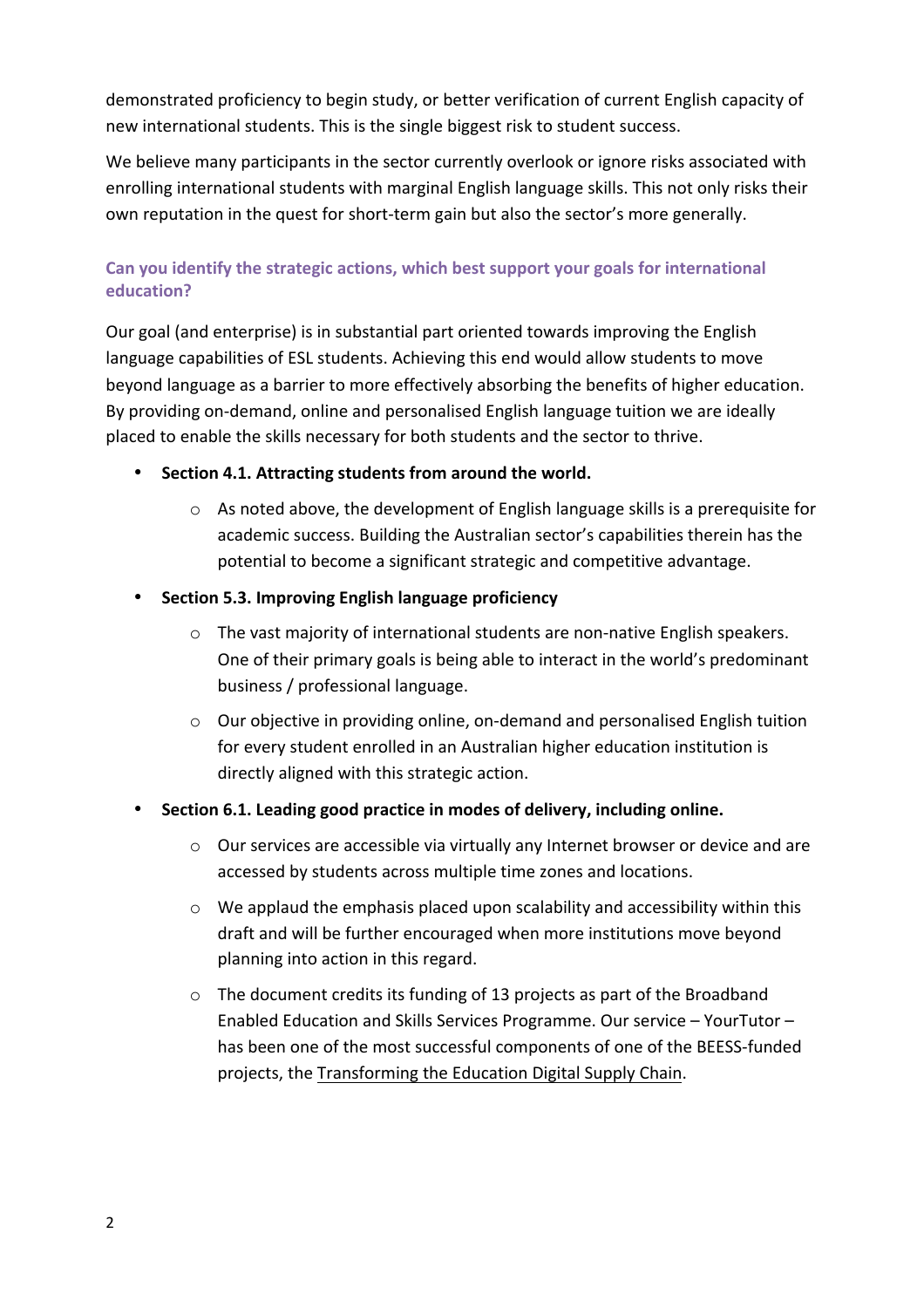demonstrated proficiency to begin study, or better verification of current English capacity of new international students. This is the single biggest risk to student success.

We believe many participants in the sector currently overlook or ignore risks associated with enrolling international students with marginal English language skills. This not only risks their own reputation in the quest for short-term gain but also the sector's more generally.

### Can you identify the strategic actions, which best support your goals for international education?

Our goal (and enterprise) is in substantial part oriented towards improving the English language capabilities of ESL students. Achieving this end would allow students to move beyond language as a barrier to more effectively absorbing the benefits of higher education. By providing on-demand, online and personalised English language tuition we are ideally placed to enable the skills necessary for both students and the sector to thrive.

- **Section 4.1. Attracting students from around the world.**
  - As noted above, the development of English language skills is a prerequisite for academic success. Building the Australian sector's capabilities therein has the potential to become a significant strategic and competitive advantage.
- **Section 5.3. Improving English language proficiency**
  - The vast majority of international students are non-native English speakers. One of their primary goals is being able to interact in the world's predominant business / professional language.
  - Our objective in providing online, on-demand and personalised English tuition for every student enrolled in an Australian higher education institution is directly aligned with this strategic action.
- **Section 6.1. Leading good practice in modes of delivery, including online.**
  - Our services are accessible via virtually any Internet browser or device and are accessed by students across multiple time zones and locations.
  - We applaud the emphasis placed upon scalability and accessibility within this draft and will be further encouraged when more institutions move beyond planning into action in this regard.
  - The document credits its funding of 13 projects as part of the Broadband Enabled Education and Skills Services Programme. Our service – YourTutor – has been one of the most successful components of one of the BEESS-funded projects, the Transforming the Education Digital Supply Chain.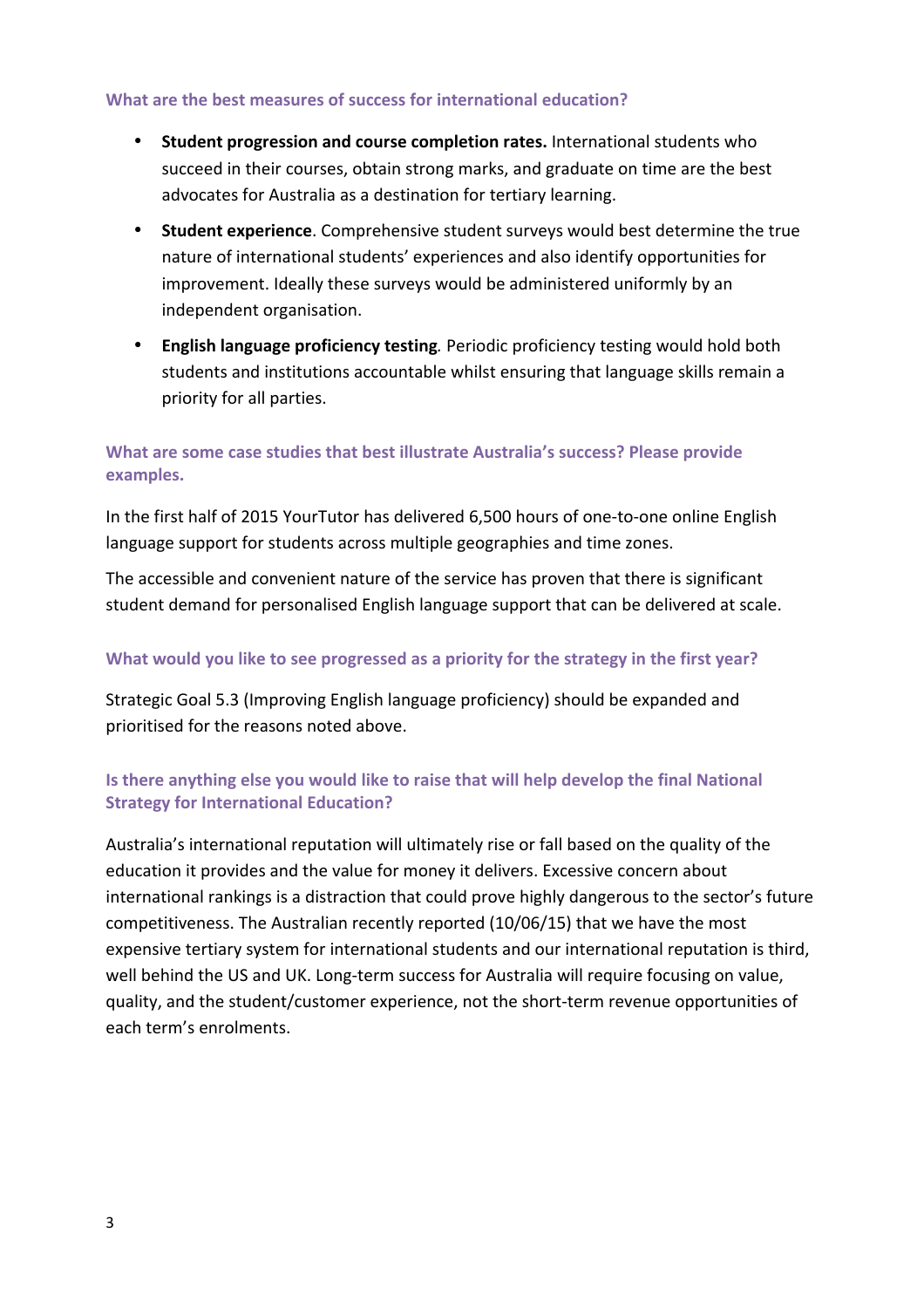### What are the best measures of success for international education?

- **Student progression and course completion rates.** International students who succeed in their courses, obtain strong marks, and graduate on time are the best advocates for Australia as a destination for tertiary learning.
- **Student experience**. Comprehensive student surveys would best determine the true nature of international students' experiences and also identify opportunities for improvement. Ideally these surveys would be administered uniformly by an independent organisation.
- **English language proficiency testing***.* Periodic proficiency testing would hold both students and institutions accountable whilst ensuring that language skills remain a priority for all parties.

### What are some case studies that best illustrate Australia's success? Please provide examples.

In the first half of 2015 YourTutor has delivered 6,500 hours of one-to-one online English language support for students across multiple geographies and time zones.

The accessible and convenient nature of the service has proven that there is significant student demand for personalised English language support that can be delivered at scale.

### What would you like to see progressed as a priority for the strategy in the first year?

Strategic Goal 5.3 (Improving English language proficiency) should be expanded and prioritised for the reasons noted above.

### Is there anything else you would like to raise that will help develop the final National Strategy for International Education?

Australia's international reputation will ultimately rise or fall based on the quality of the education it provides and the value for money it delivers. Excessive concern about international rankings is a distraction that could prove highly dangerous to the sector's future competitiveness. The Australian recently reported (10/06/15) that we have the most expensive tertiary system for international students and our international reputation is third, well behind the US and UK. Long-term success for Australia will require focusing on value, quality, and the student/customer experience, not the short-term revenue opportunities of each term's enrolments.